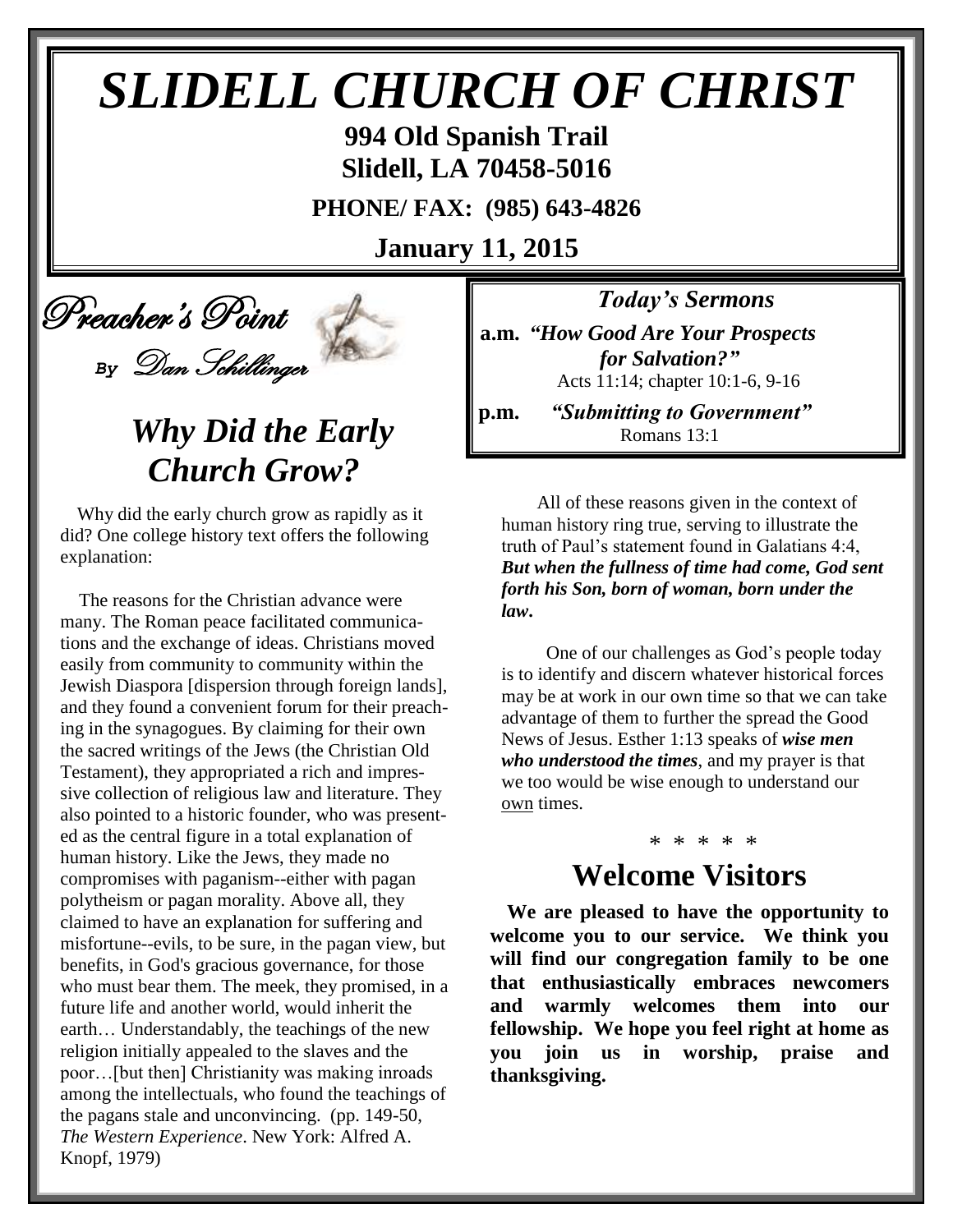# *SLIDELL CHURCH OF CHRIST*

**994 Old Spanish Trail**
**Slidell, LA 70458-5016**

**PHONE/ FAX: (985) 643-4826**

**January 11, 2015**

## Preacher's Point

*By Dan Schillinger*

## *Why Did the Early Church Grow?*

Why did the early church grow as rapidly as it did? One college history text offers the following explanation:

The reasons for the Christian advance were many. The Roman peace facilitated communications and the exchange of ideas. Christians moved easily from community to community within the Jewish Diaspora [dispersion through foreign lands], and they found a convenient forum for their preaching in the synagogues. By claiming for their own the sacred writings of the Jews (the Christian Old Testament), they appropriated a rich and impressive collection of religious law and literature. They also pointed to a historic founder, who was presented as the central figure in a total explanation of human history. Like the Jews, they made no compromises with paganism--either with pagan polytheism or pagan morality. Above all, they claimed to have an explanation for suffering and misfortune--evils, to be sure, in the pagan view, but benefits, in God's gracious governance, for those who must bear them. The meek, they promised, in a future life and another world, would inherit the earth… Understandably, the teachings of the new religion initially appealed to the slaves and the poor…[but then] Christianity was making inroads among the intellectuals, who found the teachings of the pagans stale and unconvincing. (pp. 149-50, *The Western Experience*. New York: Alfred A. Knopf, 1979)

All of these reasons given in the context of human history ring true, serving to illustrate the truth of Paul's statement found in Galatians 4:4, ***But when the fullness of time had come, God sent forth his Son, born of woman, born under the law.***

One of our challenges as God's people today is to identify and discern whatever historical forces may be at work in our own time so that we can take advantage of them to further the spread the Good News of Jesus. Esther 1:13 speaks of ***wise men who understood the times***, and my prayer is that we too would be wise enough to understand our own times.

\* \* \* \* \*

## *Today's Sermons*

**a.m.** ***"How Good Are Your Prospects for Salvation?"***
Acts 11:14; chapter 10:1-6, 9-16

**p.m.** ***"Submitting to Government"***
Romans 13:1

## Welcome Visitors

**We are pleased to have the opportunity to welcome you to our service. We think you will find our congregation family to be one that enthusiastically embraces newcomers and warmly welcomes them into our fellowship. We hope you feel right at home as you join us in worship, praise and thanksgiving.**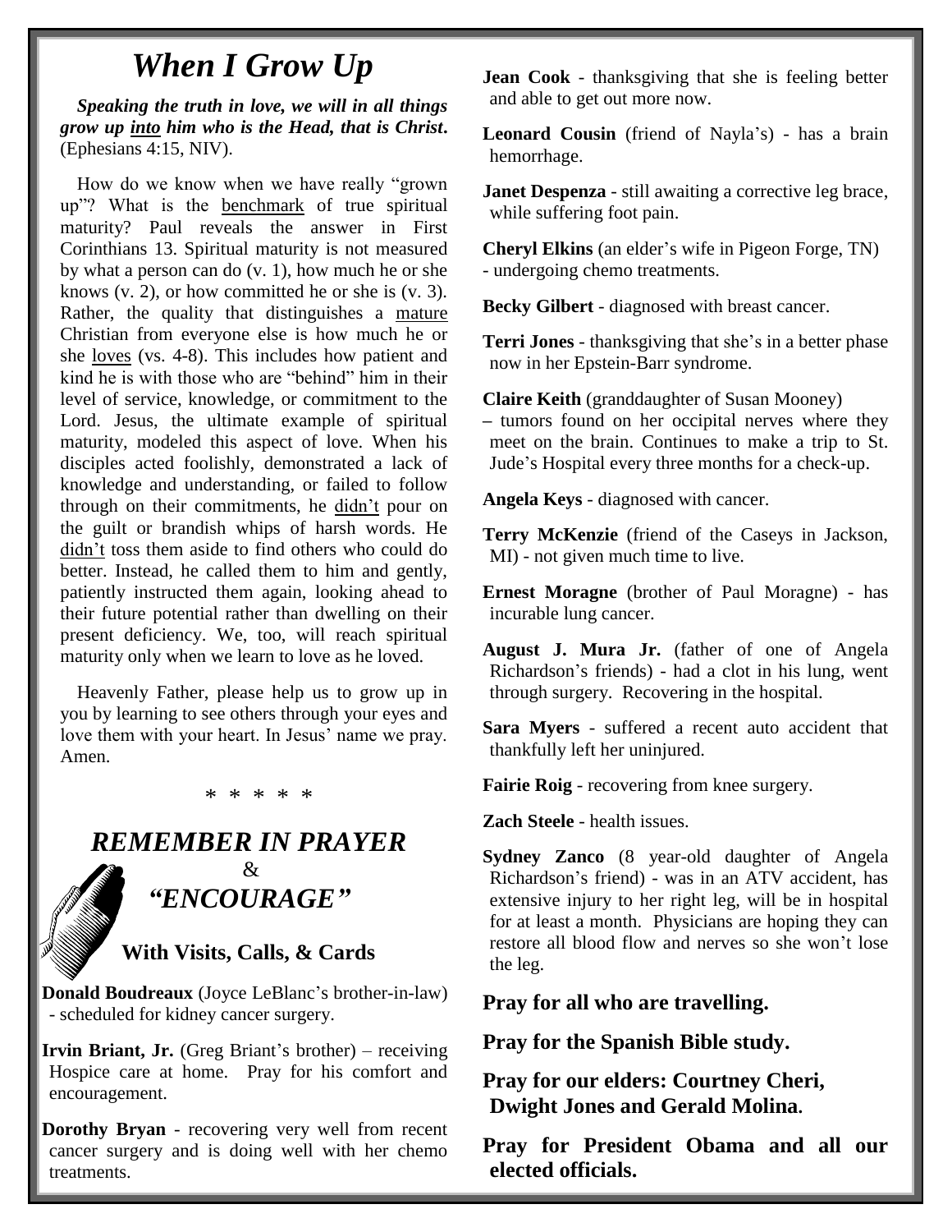# *When I Grow Up*

***Speaking the truth in love, we will in all things grow up into him who is the Head, that is Christ*.** (Ephesians 4:15, NIV).

How do we know when we have really "grown up"? What is the benchmark of true spiritual maturity? Paul reveals the answer in First Corinthians 13. Spiritual maturity is not measured by what a person can do (v. 1), how much he or she knows (v. 2), or how committed he or she is (v. 3). Rather, the quality that distinguishes a mature Christian from everyone else is how much he or she loves (vs. 4-8). This includes how patient and kind he is with those who are "behind" him in their level of service, knowledge, or commitment to the Lord. Jesus, the ultimate example of spiritual maturity, modeled this aspect of love. When his disciples acted foolishly, demonstrated a lack of knowledge and understanding, or failed to follow through on their commitments, he didn't pour on the guilt or brandish whips of harsh words. He didn't toss them aside to find others who could do better. Instead, he called them to him and gently, patiently instructed them again, looking ahead to their future potential rather than dwelling on their present deficiency. We, too, will reach spiritual maturity only when we learn to love as he loved.

Heavenly Father, please help us to grow up in you by learning to see others through your eyes and love them with your heart. In Jesus' name we pray. Amen.

\* \* \* \* \*

## *REMEMBER IN PRAYER*
## &
## *"ENCOURAGE"*

### With Visits, Calls, & Cards

**Donald Boudreaux** (Joyce LeBlanc's brother-in-law) - scheduled for kidney cancer surgery.

**Irvin Briant, Jr.** (Greg Briant's brother) – receiving Hospice care at home. Pray for his comfort and encouragement.

**Dorothy Bryan** - recovering very well from recent cancer surgery and is doing well with her chemo treatments.

**Jean Cook** - thanksgiving that she is feeling better and able to get out more now.

**Leonard Cousin** (friend of Nayla's) - has a brain hemorrhage.

**Janet Despenza** - still awaiting a corrective leg brace, while suffering foot pain.

**Cheryl Elkins** (an elder's wife in Pigeon Forge, TN) - undergoing chemo treatments.

**Becky Gilbert** - diagnosed with breast cancer.

**Terri Jones** - thanksgiving that she's in a better phase now in her Epstein-Barr syndrome.

**Claire Keith** (granddaughter of Susan Mooney) – tumors found on her occipital nerves where they meet on the brain. Continues to make a trip to St. Jude's Hospital every three months for a check-up.

**Angela Keys** - diagnosed with cancer.

**Terry McKenzie** (friend of the Caseys in Jackson, MI) - not given much time to live.

**Ernest Moragne** (brother of Paul Moragne) - has incurable lung cancer.

**August J. Mura Jr.** (father of one of Angela Richardson's friends) - had a clot in his lung, went through surgery. Recovering in the hospital.

**Sara Myers** - suffered a recent auto accident that thankfully left her uninjured.

**Fairie Roig** - recovering from knee surgery.

**Zach Steele** - health issues.

**Sydney Zanco** (8 year-old daughter of Angela Richardson's friend) - was in an ATV accident, has extensive injury to her right leg, will be in hospital for at least a month. Physicians are hoping they can restore all blood flow and nerves so she won't lose the leg.

**Pray for all who are travelling.**

**Pray for the Spanish Bible study.**

**Pray for our elders: Courtney Cheri, Dwight Jones and Gerald Molina.**

**Pray for President Obama and all our elected officials.**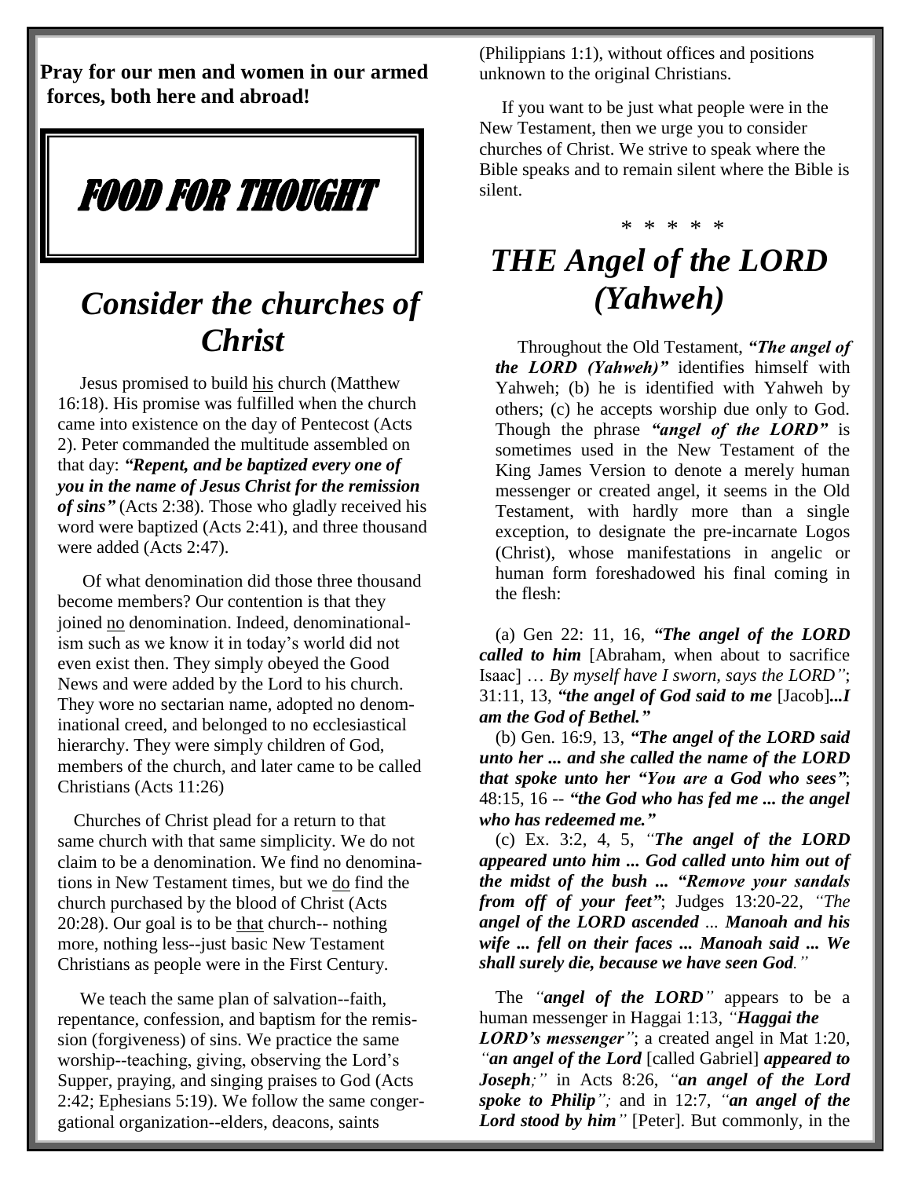**Pray for our men and women in our armed forces, both here and abroad!**

# FOOD FOR THOUGHT

## *Consider the churches of Christ*

Jesus promised to build his church (Matthew 16:18). His promise was fulfilled when the church came into existence on the day of Pentecost (Acts 2). Peter commanded the multitude assembled on that day: ***"Repent, and be baptized every one of you in the name of Jesus Christ for the remission of sins"*** (Acts 2:38). Those who gladly received his word were baptized (Acts 2:41), and three thousand were added (Acts 2:47).

Of what denomination did those three thousand become members? Our contention is that they joined no denomination. Indeed, denominationalism such as we know it in today's world did not even exist then. They simply obeyed the Good News and were added by the Lord to his church. They wore no sectarian name, adopted no denominational creed, and belonged to no ecclesiastical hierarchy. They were simply children of God, members of the church, and later came to be called Christians (Acts 11:26)

Churches of Christ plead for a return to that same church with that same simplicity. We do not claim to be a denomination. We find no denominations in New Testament times, but we do find the church purchased by the blood of Christ (Acts 20:28). Our goal is to be that church-- nothing more, nothing less--just basic New Testament Christians as people were in the First Century.

We teach the same plan of salvation--faith, repentance, confession, and baptism for the remission (forgiveness) of sins. We practice the same worship--teaching, giving, observing the Lord's Supper, praying, and singing praises to God (Acts 2:42; Ephesians 5:19). We follow the same congergational organization--elders, deacons, saints (Philippians 1:1), without offices and positions unknown to the original Christians.

If you want to be just what people were in the New Testament, then we urge you to consider churches of Christ. We strive to speak where the Bible speaks and to remain silent where the Bible is silent.

\* \* \* \* \*

## *THE Angel of the LORD (Yahweh)*

Throughout the Old Testament, ***"The angel of the LORD (Yahweh)"*** identifies himself with Yahweh; (b) he is identified with Yahweh by others; (c) he accepts worship due only to God. Though the phrase ***"angel of the LORD"*** is sometimes used in the New Testament of the King James Version to denote a merely human messenger or created angel, it seems in the Old Testament, with hardly more than a single exception, to designate the pre-incarnate Logos (Christ), whose manifestations in angelic or human form foreshadowed his final coming in the flesh:

(a) Gen 22: 11, 16, ***"The angel of the LORD called to him*** [Abraham, when about to sacrifice Isaac] … *By myself have I sworn, says the LORD"*; 31:11, 13, ***"the angel of God said to me*** [Jacob]***...I am the God of Bethel."***

(b) Gen. 16:9, 13, ***"The angel of the LORD said unto her ... and she called the name of the LORD that spoke unto her "You are a God who sees"***; 48:15, 16 -- ***"the God who has fed me ... the angel who has redeemed me."***

(c) Ex. 3:2, 4, 5, ***"The angel of the LORD appeared unto him ... God called unto him out of the midst of the bush ... "Remove your sandals from off of your feet"***; Judges 13:20-22, ***"The angel of the LORD ascended ... Manoah and his wife ... fell on their faces ... Manoah said ... We shall surely die, because we have seen God."***

The ***"angel of the LORD"*** appears to be a human messenger in Haggai 1:13, ***"Haggai the LORD's messenger"***; a created angel in Mat 1:20, ***"an angel of the Lord*** [called Gabriel] ***appeared to Joseph;"*** in Acts 8:26, ***"an angel of the Lord spoke to Philip";*** and in 12:7, ***"an angel of the Lord stood by him"*** [Peter]. But commonly, in the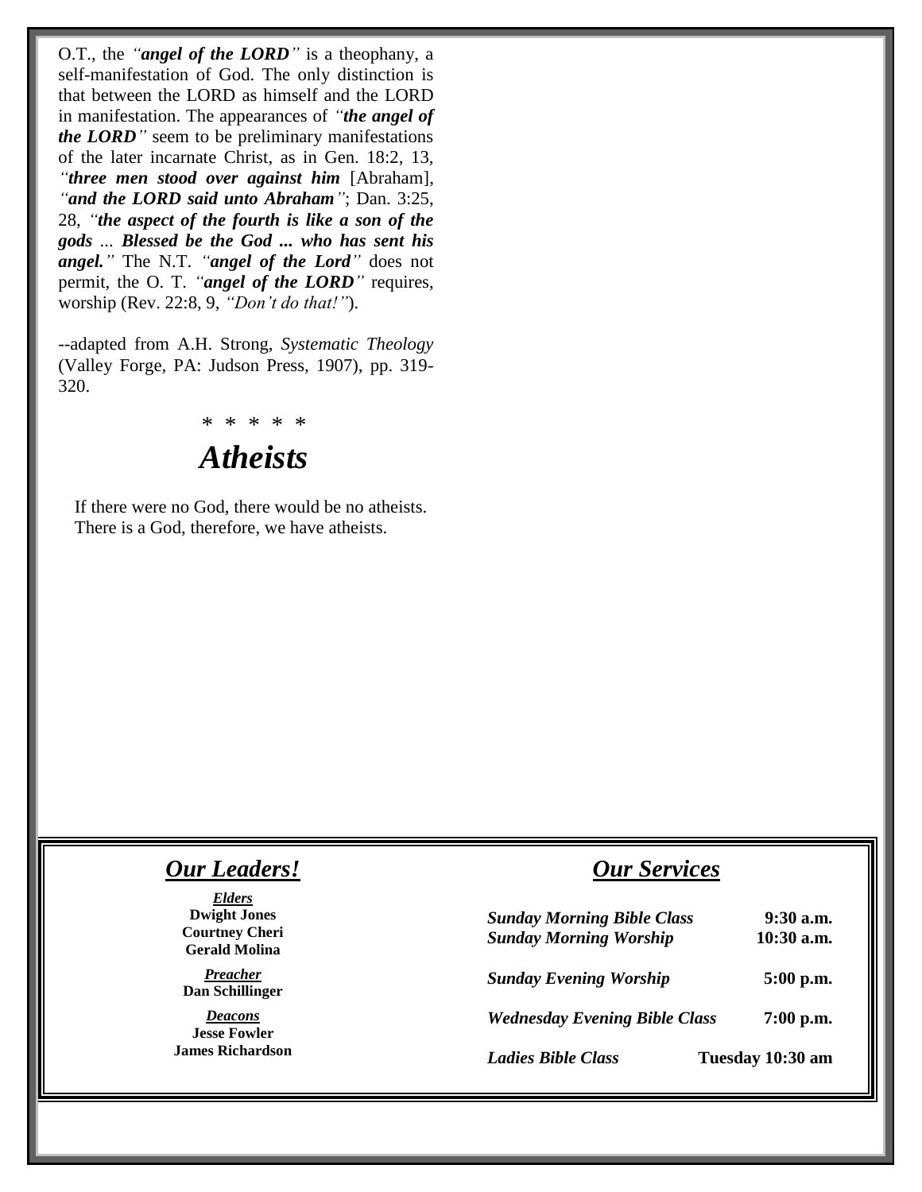O.T., the *"**angel of the LORD**"* is a theophany, a self-manifestation of God. The only distinction is that between the LORD as himself and the LORD in manifestation. The appearances of *"**the angel of the LORD**"* seem to be preliminary manifestations of the later incarnate Christ, as in Gen. 18:2, 13, *"**three men stood over against him** [Abraham], "**and the LORD said unto Abraham**"*; Dan. 3:25, 28, *"**the aspect of the fourth is like a son of the gods** ... **Blessed be the God ... who has sent his angel.**"* The N.T. *"**angel of the Lord**"* does not permit, the O. T. *"**angel of the LORD**"* requires, worship (Rev. 22:8, 9, *"Don't do that!"*).

--adapted from A.H. Strong, *Systematic Theology* (Valley Forge, PA: Judson Press, 1907), pp. 319-320.

\* \* \* \* \*

## *Atheists*

If there were no God, there would be no atheists. There is a God, therefore, we have atheists.

## *Our Leaders!*

***Elders***
**Dwight Jones**
**Courtney Cheri**
**Gerald Molina**

***Preacher***
**Dan Schillinger**

***Deacons***
**Jesse Fowler**
**James Richardson**

## *Our Services*

| | |
|---|---|
| ***Sunday Morning Bible Class*** | **9:30 a.m.** |
| ***Sunday Morning Worship*** | **10:30 a.m.** |
| ***Sunday Evening Worship*** | **5:00 p.m.** |
| ***Wednesday Evening Bible Class*** | **7:00 p.m.** |
| ***Ladies Bible Class*** | **Tuesday 10:30 am** |